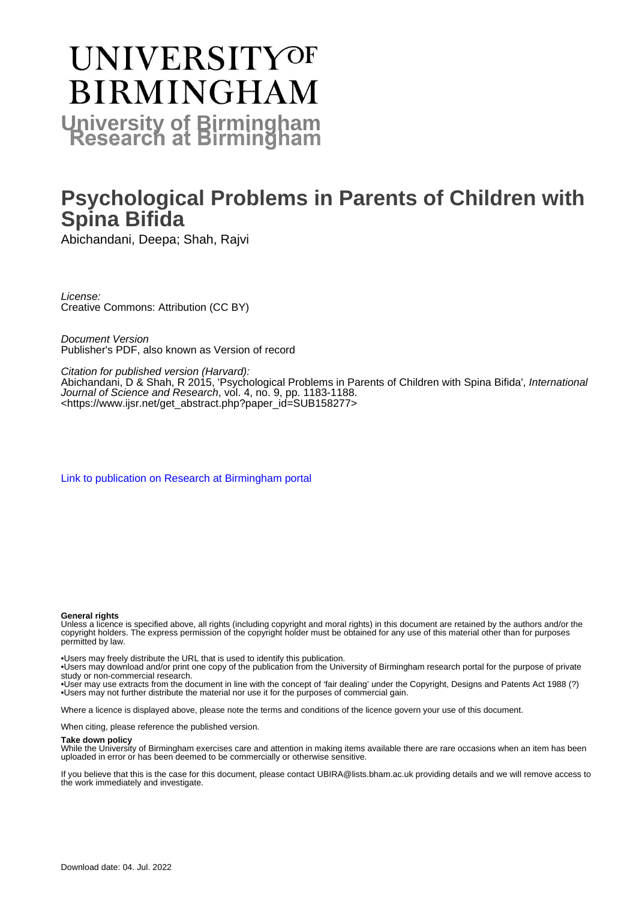# UNIVERSITY OF BIRMINGHAM

**University of Birmingham Research at Birmingham**

# Psychological Problems in Parents of Children with Spina Bifida

Abichandani, Deepa; Shah, Rajvi

*License:*
Creative Commons: Attribution (CC BY)

*Document Version*
Publisher's PDF, also known as Version of record

*Citation for published version (Harvard):*
Abichandani, D & Shah, R 2015, 'Psychological Problems in Parents of Children with Spina Bifida', *International Journal of Science and Research*, vol. 4, no. 9, pp. 1183-1188.
<https://www.ijsr.net/get_abstract.php?paper_id=SUB158277>

Link to publication on Research at Birmingham portal

**General rights**
Unless a licence is specified above, all rights (including copyright and moral rights) in this document are retained by the authors and/or the copyright holders. The express permission of the copyright holder must be obtained for any use of this material other than for purposes permitted by law.

•Users may freely distribute the URL that is used to identify this publication.
•Users may download and/or print one copy of the publication from the University of Birmingham research portal for the purpose of private study or non-commercial research.
•User may use extracts from the document in line with the concept of 'fair dealing' under the Copyright, Designs and Patents Act 1988 (?)
•Users may not further distribute the material nor use it for the purposes of commercial gain.

Where a licence is displayed above, please note the terms and conditions of the licence govern your use of this document.

When citing, please reference the published version.

**Take down policy**
While the University of Birmingham exercises care and attention in making items available there are rare occasions when an item has been uploaded in error or has been deemed to be commercially or otherwise sensitive.

If you believe that this is the case for this document, please contact UBIRA@lists.bham.ac.uk providing details and we will remove access to the work immediately and investigate.

Download date: 04. Jul. 2022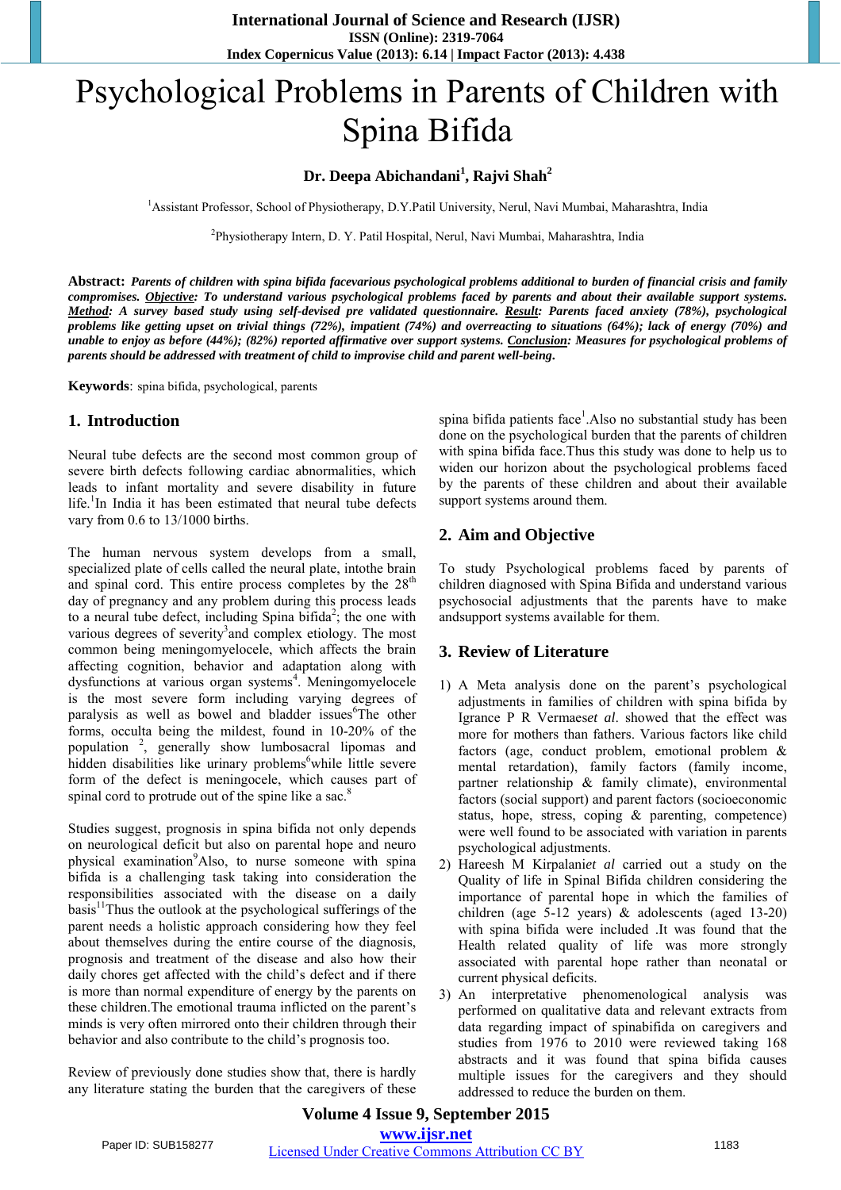# Psychological Problems in Parents of Children with Spina Bifida

**Dr. Deepa Abichandani[1], Rajvi Shah[2]**

[1]Assistant Professor, School of Physiotherapy, D.Y.Patil University, Nerul, Navi Mumbai, Maharashtra, India

[2]Physiotherapy Intern, D. Y. Patil Hospital, Nerul, Navi Mumbai, Maharashtra, India

**Abstract:** ***Parents of children with spina bifida facevarious psychological problems additional to burden of financial crisis and family compromises. Objective: To understand various psychological problems faced by parents and about their available support systems. Method: A survey based study using self-devised pre validated questionnaire. Result: Parents faced anxiety (78%), psychological problems like getting upset on trivial things (72%), impatient (74%) and overreacting to situations (64%); lack of energy (70%) and unable to enjoy as before (44%); (82%) reported affirmative over support systems. Conclusion: Measures for psychological problems of parents should be addressed with treatment of child to improvise child and parent well-being.***

**Keywords**: spina bifida, psychological, parents

## 1. Introduction

Neural tube defects are the second most common group of severe birth defects following cardiac abnormalities, which leads to infant mortality and severe disability in future life.[1]In India it has been estimated that neural tube defects vary from 0.6 to 13/1000 births.

The human nervous system develops from a small, specialized plate of cells called the neural plate, intothe brain and spinal cord. This entire process completes by the 28th day of pregnancy and any problem during this process leads to a neural tube defect, including Spina bifida[2]; the one with various degrees of severity[3]and complex etiology. The most common being meningomyelocele, which affects the brain affecting cognition, behavior and adaptation along with dysfunctions at various organ systems[4]. Meningomyelocele is the most severe form including varying degrees of paralysis as well as bowel and bladder issues[6]The other forms, occulta being the mildest, found in 10-20% of the population [2], generally show lumbosacral lipomas and hidden disabilities like urinary problems[6]while little severe form of the defect is meningocele, which causes part of spinal cord to protrude out of the spine like a sac.[8]

Studies suggest, prognosis in spina bifida not only depends on neurological deficit but also on parental hope and neuro physical examination[9]Also, to nurse someone with spina bifida is a challenging task taking into consideration the responsibilities associated with the disease on a daily basis[11]Thus the outlook at the psychological sufferings of the parent needs a holistic approach considering how they feel about themselves during the entire course of the diagnosis, prognosis and treatment of the disease and also how their daily chores get affected with the child's defect and if there is more than normal expenditure of energy by the parents on these children.The emotional trauma inflicted on the parent's minds is very often mirrored onto their children through their behavior and also contribute to the child's prognosis too.

Review of previously done studies show that, there is hardly any literature stating the burden that the caregivers of these spina bifida patients face[1].Also no substantial study has been done on the psychological burden that the parents of children with spina bifida face.Thus this study was done to help us to widen our horizon about the psychological problems faced by the parents of these children and about their available support systems around them.

## 2. Aim and Objective

To study Psychological problems faced by parents of children diagnosed with Spina Bifida and understand various psychosocial adjustments that the parents have to make andsupport systems available for them.

## 3. Review of Literature

1) A Meta analysis done on the parent's psychological adjustments in families of children with spina bifida by Igrance P R Vermaes*et al*. showed that the effect was more for mothers than fathers. Various factors like child factors (age, conduct problem, emotional problem & mental retardation), family factors (family income, partner relationship & family climate), environmental factors (social support) and parent factors (socioeconomic status, hope, stress, coping & parenting, competence) were well found to be associated with variation in parents psychological adjustments.
2) Hareesh M Kirpalani*et al* carried out a study on the Quality of life in Spinal Bifida children considering the importance of parental hope in which the families of children (age 5-12 years) & adolescents (aged 13-20) with spina bifida were included .It was found that the Health related quality of life was more strongly associated with parental hope rather than neonatal or current physical deficits.
3) An interpretative phenomenological analysis was performed on qualitative data and relevant extracts from data regarding impact of spinabifida on caregivers and studies from 1976 to 2010 were reviewed taking 168 abstracts and it was found that spina bifida causes multiple issues for the caregivers and they should addressed to reduce the burden on them.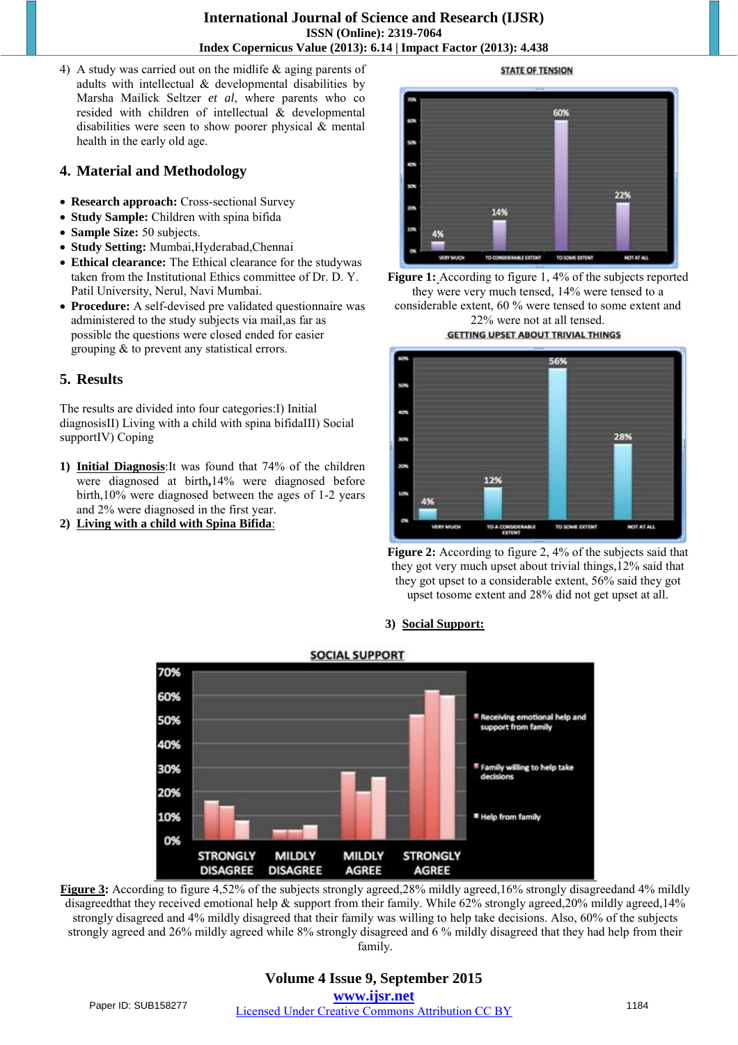4) A study was carried out on the midlife & aging parents of adults with intellectual & developmental disabilities by Marsha Mailick Seltzer *et al*, where parents who co resided with children of intellectual & developmental disabilities were seen to show poorer physical & mental health in the early old age.

## 4. Material and Methodology

- **Research approach:** Cross-sectional Survey
- **Study Sample:** Children with spina bifida
- **Sample Size:** 50 subjects.
- **Study Setting:** Mumbai,Hyderabad,Chennai
- **Ethical clearance:** The Ethical clearance for the studywas taken from the Institutional Ethics committee of Dr. D. Y. Patil University, Nerul, Navi Mumbai.
- **Procedure:** A self-devised pre validated questionnaire was administered to the study subjects via mail,as far as possible the questions were closed ended for easier grouping & to prevent any statistical errors.

## 5. Results

The results are divided into four categories:I) Initial diagnosisII) Living with a child with spina bifidaIII) Social supportIV) Coping

1) **Initial Diagnosis**:It was found that 74% of the children were diagnosed at birth**,**14% were diagnosed before birth,10% were diagnosed between the ages of 1-2 years and 2% were diagnosed in the first year.
2) **Living with a child with Spina Bifida**:

**Figure 1:** According to figure 1, 4% of the subjects reported they were very much tensed, 14% were tensed to a considerable extent, 60 % were tensed to some extent and 22% were not at all tensed.

**Figure 2:** According to figure 2, 4% of the subjects said that they got very much upset about trivial things,12% said that they got upset to a considerable extent, 56% said they got upset tosome extent and 28% did not get upset at all.

3) **Social Support:**

**Figure 3:** According to figure 4,52% of the subjects strongly agreed,28% mildly agreed,16% strongly disagreedand 4% mildly disagreedthat they received emotional help & support from their family. While 62% strongly agreed,20% mildly agreed,14% strongly disagreed and 4% mildly disagreed that their family was willing to help take decisions. Also, 60% of the subjects strongly agreed and 26% mildly agreed while 8% strongly disagreed and 6 % mildly disagreed that they had help from their family.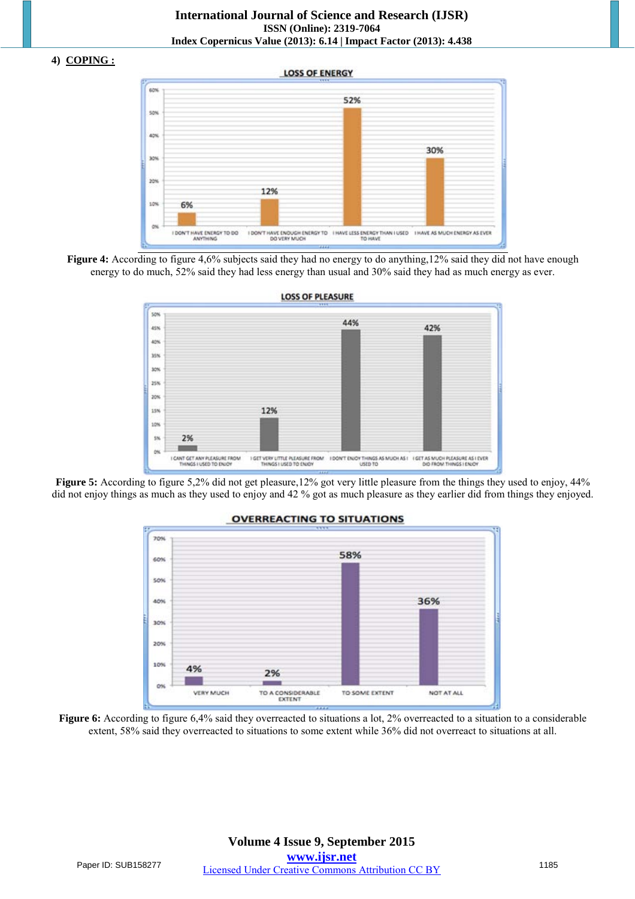4) **COPING :**

**Figure 4:** According to figure 4,6% subjects said they had no energy to do anything,12% said they did not have enough energy to do much, 52% said they had less energy than usual and 30% said they had as much energy as ever.

**Figure 5:** According to figure 5,2% did not get pleasure,12% got very little pleasure from the things they used to enjoy, 44% did not enjoy things as much as they used to enjoy and 42 % got as much pleasure as they earlier did from things they enjoyed.

**Figure 6:** According to figure 6,4% said they overreacted to situations a lot, 2% overreacted to a situation to a considerable extent, 58% said they overreacted to situations to some extent while 36% did not overreact to situations at all.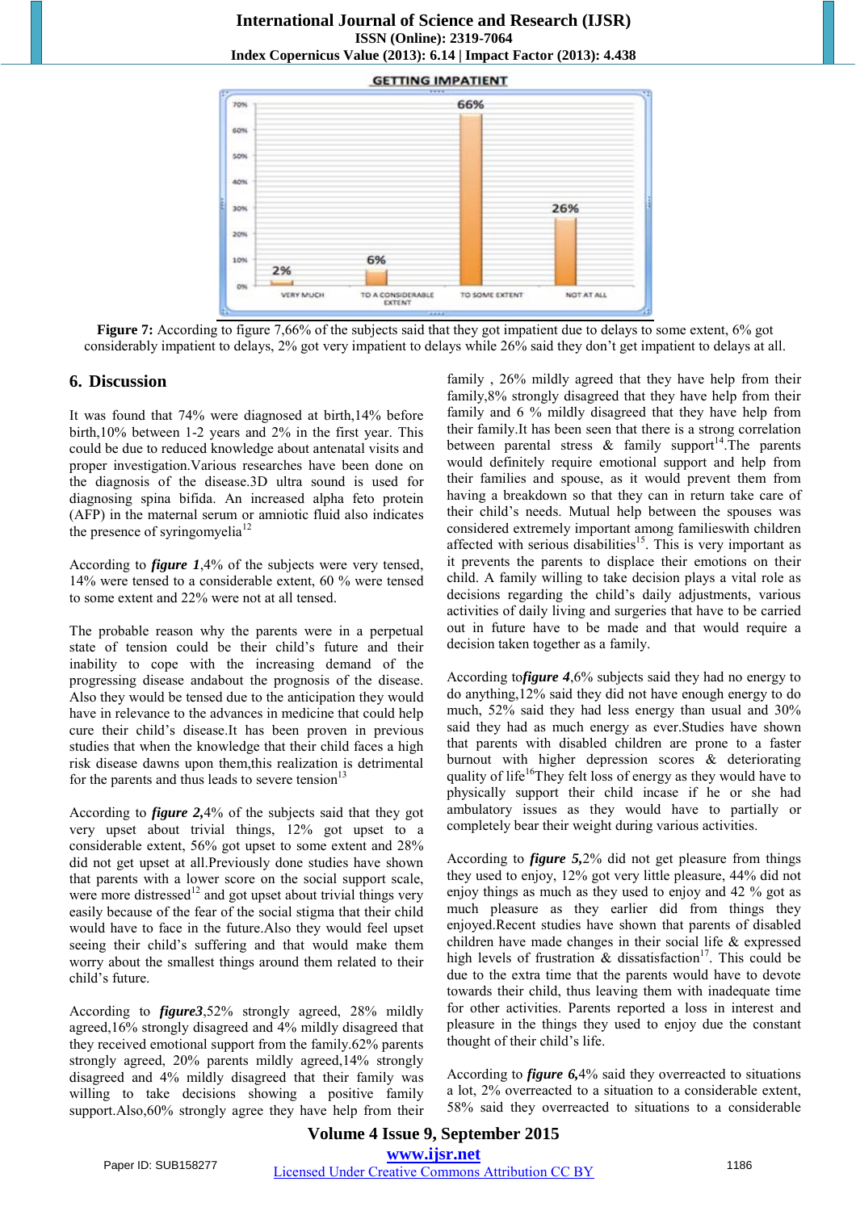Figure 7: According to figure 7,66% of the subjects said that they got impatient due to delays to some extent, 6% got considerably impatient to delays, 2% got very impatient to delays while 26% said they don't get impatient to delays at all.

## 6. Discussion

It was found that 74% were diagnosed at birth,14% before birth,10% between 1-2 years and 2% in the first year. This could be due to reduced knowledge about antenatal visits and proper investigation.Various researches have been done on the diagnosis of the disease.3D ultra sound is used for diagnosing spina bifida. An increased alpha feto protein (AFP) in the maternal serum or amniotic fluid also indicates the presence of syringomyelia[12]

According to ***figure 1***,4% of the subjects were very tensed, 14% were tensed to a considerable extent, 60 % were tensed to some extent and 22% were not at all tensed.

The probable reason why the parents were in a perpetual state of tension could be their child's future and their inability to cope with the increasing demand of the progressing disease andabout the prognosis of the disease. Also they would be tensed due to the anticipation they would have in relevance to the advances in medicine that could help cure their child's disease.It has been proven in previous studies that when the knowledge that their child faces a high risk disease dawns upon them,this realization is detrimental for the parents and thus leads to severe tension[13]

According to ***figure 2***,4% of the subjects said that they got very upset about trivial things, 12% got upset to a considerable extent, 56% got upset to some extent and 28% did not get upset at all.Previously done studies have shown that parents with a lower score on the social support scale, were more distressed[12] and got upset about trivial things very easily because of the fear of the social stigma that their child would have to face in the future.Also they would feel upset seeing their child's suffering and that would make them worry about the smallest things around them related to their child's future.

According to ***figure3***,52% strongly agreed, 28% mildly agreed,16% strongly disagreed and 4% mildly disagreed that they received emotional support from the family.62% parents strongly agreed, 20% parents mildly agreed,14% strongly disagreed and 4% mildly disagreed that their family was willing to take decisions showing a positive family support.Also,60% strongly agree they have help from their family , 26% mildly agreed that they have help from their family,8% strongly disagreed that they have help from their family and 6 % mildly disagreed that they have help from their family.It has been seen that there is a strong correlation between parental stress & family support[14].The parents would definitely require emotional support and help from their families and spouse, as it would prevent them from having a breakdown so that they can in return take care of their child's needs. Mutual help between the spouses was considered extremely important among familieswith children affected with serious disabilities[15]. This is very important as it prevents the parents to displace their emotions on their child. A family willing to take decision plays a vital role as decisions regarding the child's daily adjustments, various activities of daily living and surgeries that have to be carried out in future have to be made and that would require a decision taken together as a family.

According to***figure 4***,6% subjects said they had no energy to do anything,12% said they did not have enough energy to do much, 52% said they had less energy than usual and 30% said they had as much energy as ever.Studies have shown that parents with disabled children are prone to a faster burnout with higher depression scores & deteriorating quality of life[16]They felt loss of energy as they would have to physically support their child incase if he or she had ambulatory issues as they would have to partially or completely bear their weight during various activities.

According to ***figure 5***,2% did not get pleasure from things they used to enjoy, 12% got very little pleasure, 44% did not enjoy things as much as they used to enjoy and 42 % got as much pleasure as they earlier did from things they enjoyed.Recent studies have shown that parents of disabled children have made changes in their social life & expressed high levels of frustration & dissatisfaction[17]. This could be due to the extra time that the parents would have to devote towards their child, thus leaving them with inadequate time for other activities. Parents reported a loss in interest and pleasure in the things they used to enjoy due the constant thought of their child's life.

According to ***figure 6***,4% said they overreacted to situations a lot, 2% overreacted to a situation to a considerable extent, 58% said they overreacted to situations to a considerable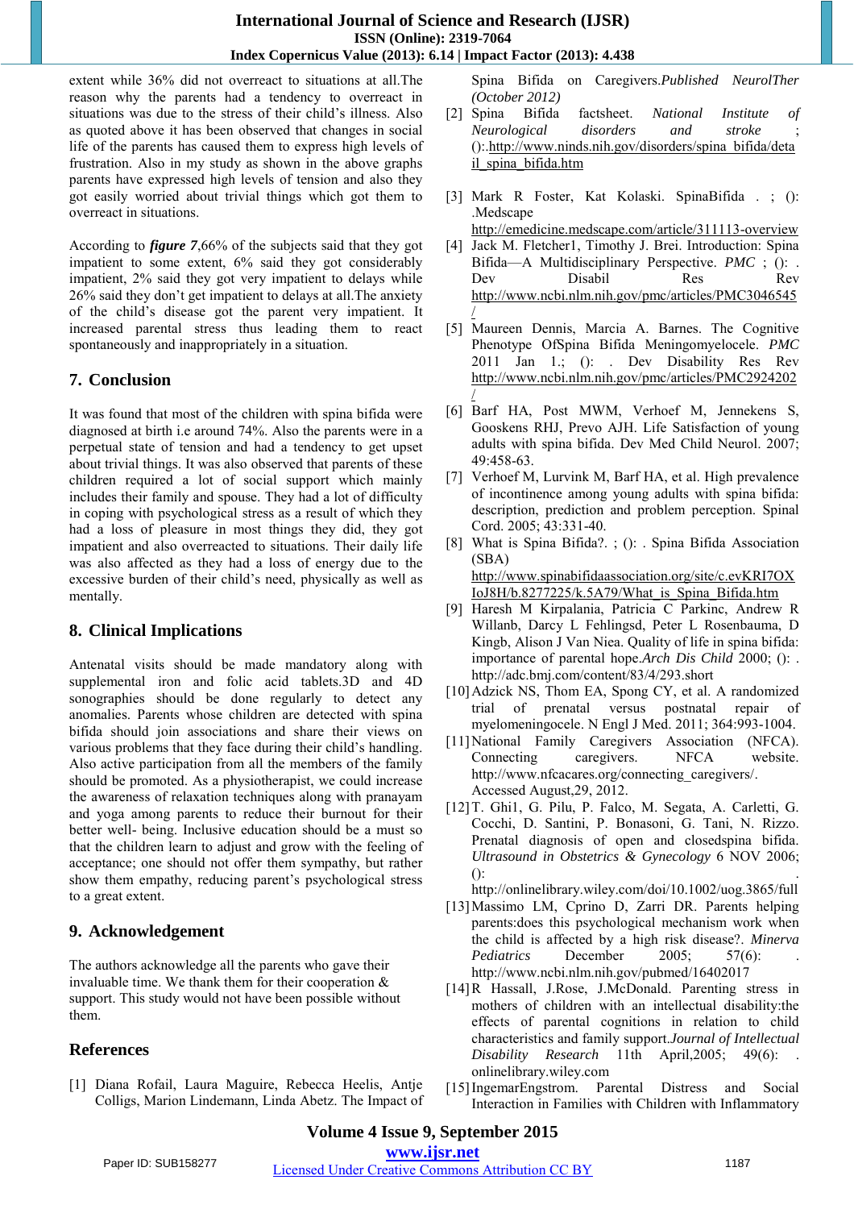extent while 36% did not overreact to situations at all.The reason why the parents had a tendency to overreact in situations was due to the stress of their child's illness. Also as quoted above it has been observed that changes in social life of the parents has caused them to express high levels of frustration. Also in my study as shown in the above graphs parents have expressed high levels of tension and also they got easily worried about trivial things which got them to overreact in situations.

According to ***figure*** *7*,66% of the subjects said that they got impatient to some extent, 6% said they got considerably impatient, 2% said they got very impatient to delays while 26% said they don't get impatient to delays at all.The anxiety of the child's disease got the parent very impatient. It increased parental stress thus leading them to react spontaneously and inappropriately in a situation.

## 7. Conclusion

It was found that most of the children with spina bifida were diagnosed at birth i.e around 74%. Also the parents were in a perpetual state of tension and had a tendency to get upset about trivial things. It was also observed that parents of these children required a lot of social support which mainly includes their family and spouse. They had a lot of difficulty in coping with psychological stress as a result of which they had a loss of pleasure in most things they did, they got impatient and also overreacted to situations. Their daily life was also affected as they had a loss of energy due to the excessive burden of their child's need, physically as well as mentally.

## 8. Clinical Implications

Antenatal visits should be made mandatory along with supplemental iron and folic acid tablets.3D and 4D sonographies should be done regularly to detect any anomalies. Parents whose children are detected with spina bifida should join associations and share their views on various problems that they face during their child's handling. Also active participation from all the members of the family should be promoted. As a physiotherapist, we could increase the awareness of relaxation techniques along with pranayam and yoga among parents to reduce their burnout for their better well- being. Inclusive education should be a must so that the children learn to adjust and grow with the feeling of acceptance; one should not offer them sympathy, but rather show them empathy, reducing parent's psychological stress to a great extent.

## 9. Acknowledgement

The authors acknowledge all the parents who gave their invaluable time. We thank them for their cooperation & support. This study would not have been possible without them.

## References

[1] Diana Rofail, Laura Maguire, Rebecca Heelis, Antje Colligs, Marion Lindemann, Linda Abetz. The Impact of Spina Bifida on Caregivers.*Published NeurolTher (October 2012)*

[2] Spina Bifida factsheet. *National Institute of Neurological disorders and stroke* ; ():.http://www.ninds.nih.gov/disorders/spina_bifida/detail_spina_bifida.htm

[3] Mark R Foster, Kat Kolaski. SpinaBifida . ; (): .Medscape http://emedicine.medscape.com/article/311113-overview

[4] Jack M. Fletcher1, Timothy J. Brei. Introduction: Spina Bifida—A Multidisciplinary Perspective. *PMC* ; (): . Dev Disabil Res Rev http://www.ncbi.nlm.nih.gov/pmc/articles/PMC3046545/

[5] Maureen Dennis, Marcia A. Barnes. The Cognitive Phenotype OfSpina Bifida Meningomyelocele. *PMC* 2011 Jan 1.; (): . Dev Disability Res Rev http://www.ncbi.nlm.nih.gov/pmc/articles/PMC2924202/

[6] Barf HA, Post MWM, Verhoef M, Jennekens S, Gooskens RHJ, Prevo AJH. Life Satisfaction of young adults with spina bifida. Dev Med Child Neurol. 2007; 49:458-63.

[7] Verhoef M, Lurvink M, Barf HA, et al. High prevalence of incontinence among young adults with spina bifida: description, prediction and problem perception. Spinal Cord. 2005; 43:331-40.

[8] What is Spina Bifida?. ; (): . Spina Bifida Association (SBA) http://www.spinabifidaassociation.org/site/c.evKRI7OXIoJ8H/b.8277225/k.5A79/What_is_Spina_Bifida.htm

[9] Haresh M Kirpalania, Patricia C Parkinc, Andrew R Willanb, Darcy L Fehlingsd, Peter L Rosenbauma, D Kingb, Alison J Van Niea. Quality of life in spina bifida: importance of parental hope.*Arch Dis Child* 2000; (): . http://adc.bmj.com/content/83/4/293.short

[10] Adzick NS, Thom EA, Spong CY, et al. A randomized trial of prenatal versus postnatal repair of myelomeningocele. N Engl J Med. 2011; 364:993-1004.

[11] National Family Caregivers Association (NFCA). Connecting caregivers. NFCA website. http://www.nfcacares.org/connecting_caregivers/. Accessed August,29, 2012.

[12] T. Ghi1, G. Pilu, P. Falco, M. Segata, A. Carletti, G. Cocchi, D. Santini, P. Bonasoni, G. Tani, N. Rizzo. Prenatal diagnosis of open and closedspina bifida. *Ultrasound in Obstetrics & Gynecology* 6 NOV 2006; (): . http://onlinelibrary.wiley.com/doi/10.1002/uog.3865/full

[13] Massimo LM, Cprino D, Zarri DR. Parents helping parents:does this psychological mechanism work when the child is affected by a high risk disease?. *Minerva Pediatrics* December 2005; 57(6): . http://www.ncbi.nlm.nih.gov/pubmed/16402017

[14] R Hassall, J.Rose, J.McDonald. Parenting stress in mothers of children with an intellectual disability:the effects of parental cognitions in relation to child characteristics and family support.*Journal of Intellectual Disability Research* 11th April,2005; 49(6): . onlinelibrary.wiley.com

[15] IngemarEngstrom. Parental Distress and Social Interaction in Families with Children with Inflammatory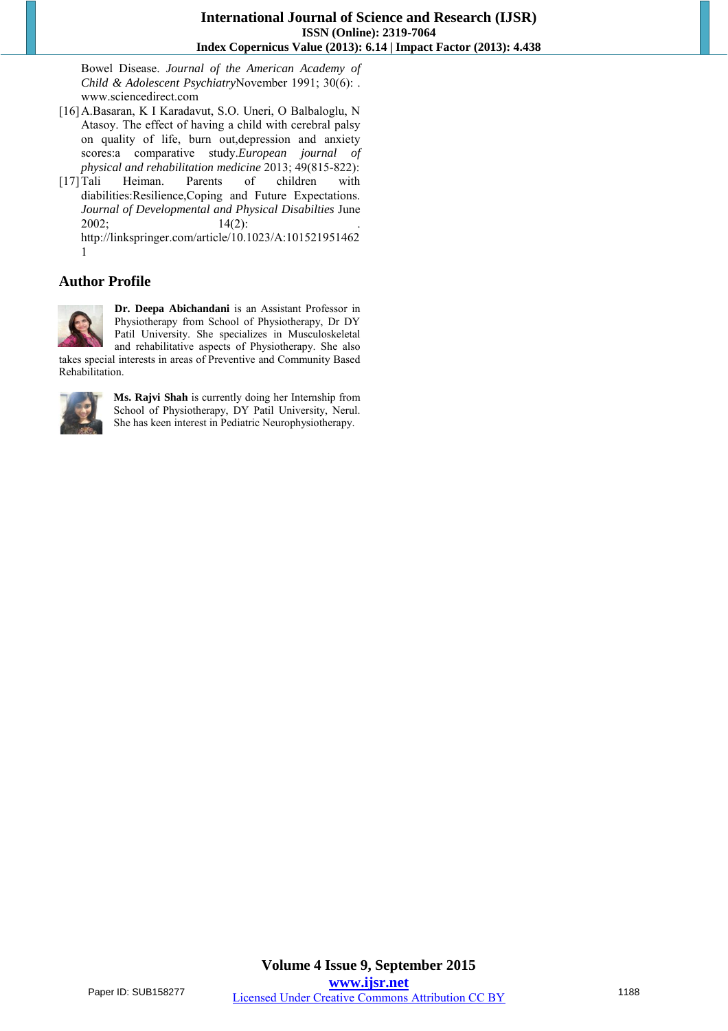Bowel Disease. *Journal of the American Academy of Child & Adolescent Psychiatry*November 1991; 30(6): . www.sciencedirect.com

[16] A.Basaran, K I Karadavut, S.O. Uneri, O Balbaloglu, N Atasoy. The effect of having a child with cerebral palsy on quality of life, burn out,depression and anxiety scores:a comparative study.*European journal of physical and rehabilitation medicine* 2013; 49(815-822):

[17] Tali Heiman. Parents of children with diabilities:Resilience,Coping and Future Expectations. *Journal of Developmental and Physical Disabilties* June 2002; 14(2): . http://linkspringer.com/article/10.1023/A:1015219514621

## Author Profile

**Dr. Deepa Abichandani** is an Assistant Professor in Physiotherapy from School of Physiotherapy, Dr DY Patil University. She specializes in Musculoskeletal and rehabilitative aspects of Physiotherapy. She also takes special interests in areas of Preventive and Community Based Rehabilitation.

**Ms. Rajvi Shah** is currently doing her Internship from School of Physiotherapy, DY Patil University, Nerul. She has keen interest in Pediatric Neurophysiotherapy.